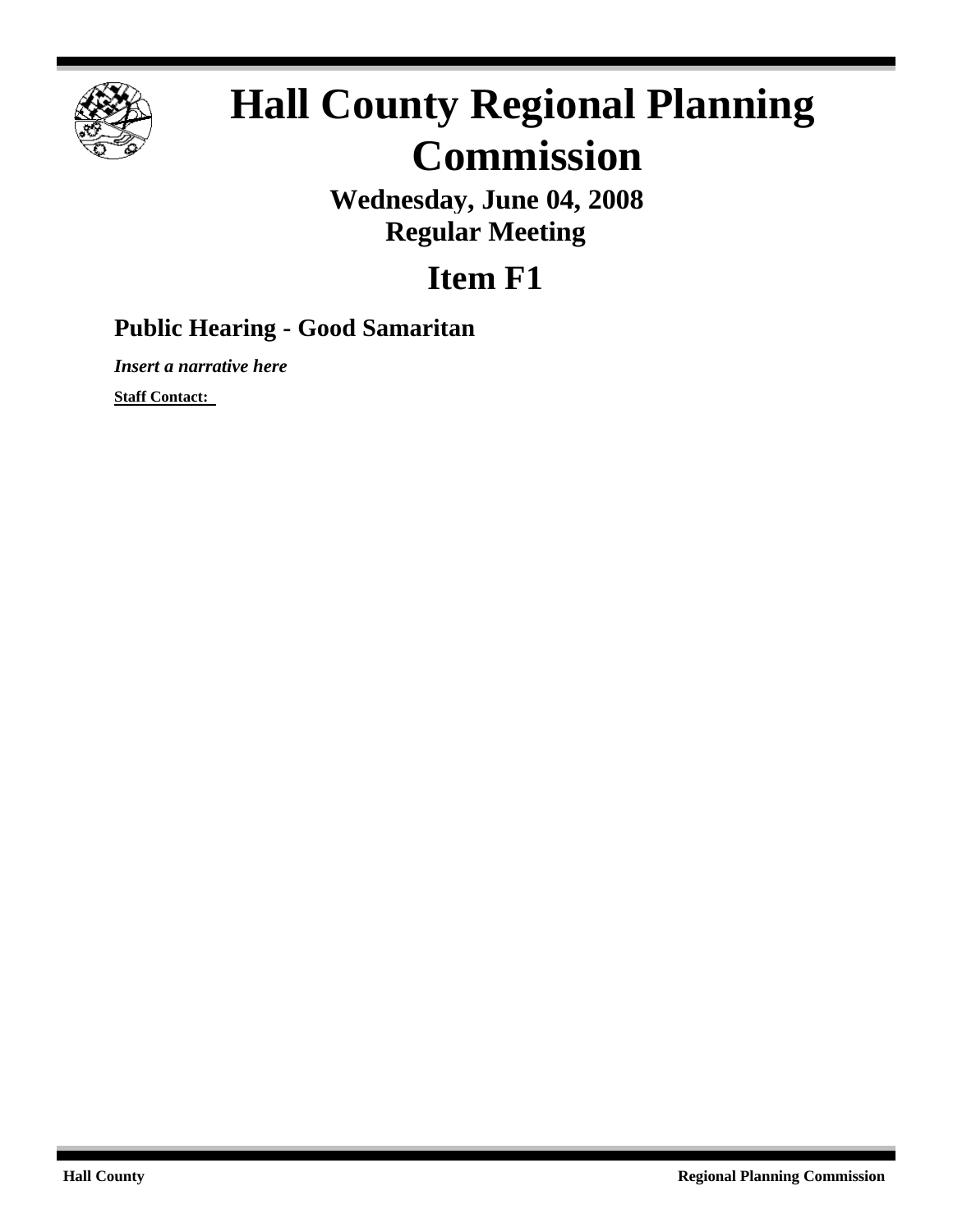# Hall County Regional Planning Commission

**Wednesday, June 04, 2008**
**Regular Meeting**

## Item F1

### Public Hearing - Good Samaritan

***Insert a narrative here***

**Staff Contact:**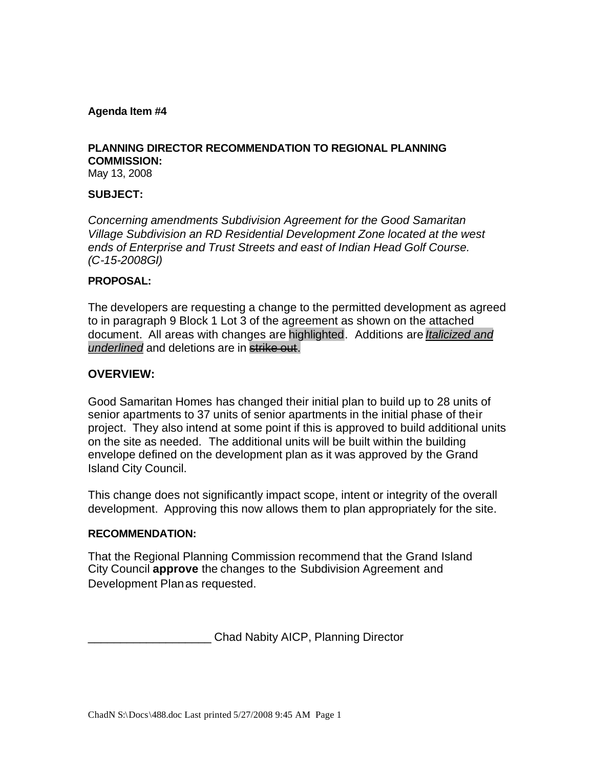**Agenda Item #4**

**PLANNING DIRECTOR RECOMMENDATION TO REGIONAL PLANNING COMMISSION:**
May 13, 2008

**SUBJECT:**

*Concerning amendments Subdivision Agreement for the Good Samaritan Village Subdivision an RD Residential Development Zone located at the west ends of Enterprise and Trust Streets and east of Indian Head Golf Course. (C-15-2008GI)*

**PROPOSAL:**

The developers are requesting a change to the permitted development as agreed to in paragraph 9 Block 1 Lot 3 of the agreement as shown on the attached document. All areas with changes are highlighted. Additions are <u>*Italicized and underlined*</u> and deletions are in ~~strike out~~.

## OVERVIEW:

Good Samaritan Homes has changed their initial plan to build up to 28 units of senior apartments to 37 units of senior apartments in the initial phase of their project. They also intend at some point if this is approved to build additional units on the site as needed. The additional units will be built within the building envelope defined on the development plan as it was approved by the Grand Island City Council.

This change does not significantly impact scope, intent or integrity of the overall development. Approving this now allows them to plan appropriately for the site.

**RECOMMENDATION:**

That the Regional Planning Commission recommend that the Grand Island City Council **approve** the changes to the Subdivision Agreement and Development Plan as requested.

___________________ Chad Nabity AICP, Planning Director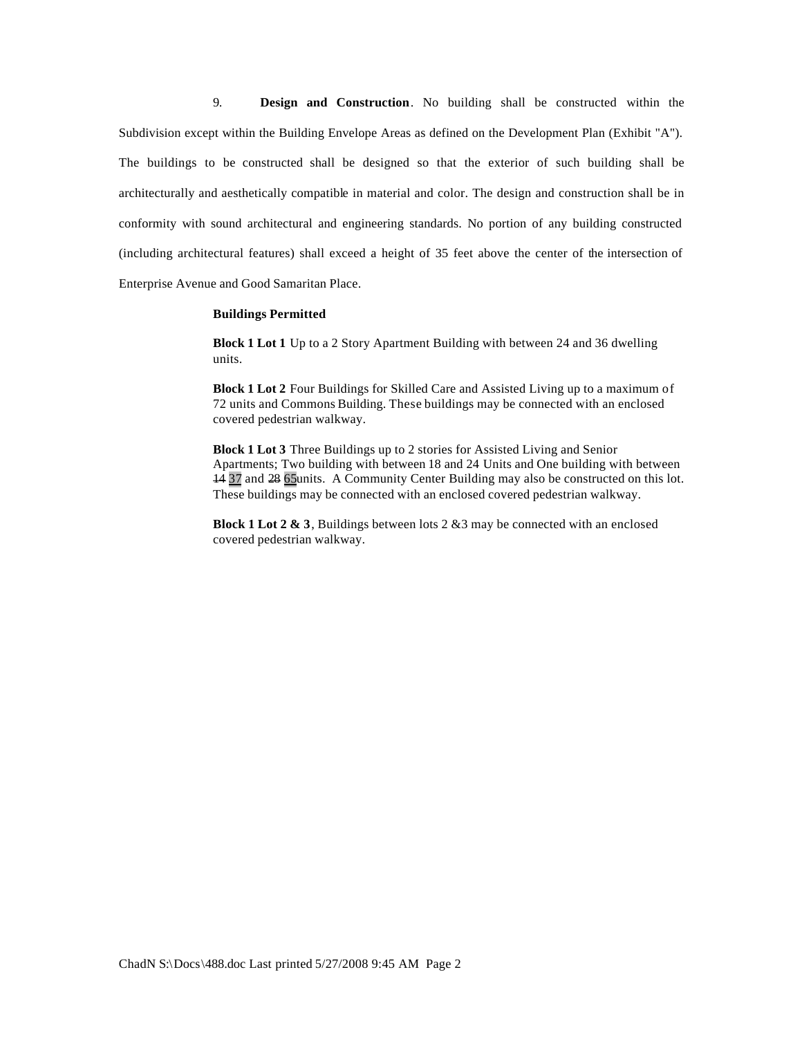9. **Design and Construction**. No building shall be constructed within the Subdivision except within the Building Envelope Areas as defined on the Development Plan (Exhibit "A"). The buildings to be constructed shall be designed so that the exterior of such building shall be architecturally and aesthetically compatible in material and color. The design and construction shall be in conformity with sound architectural and engineering standards. No portion of any building constructed (including architectural features) shall exceed a height of 35 feet above the center of the intersection of Enterprise Avenue and Good Samaritan Place.

**Buildings Permitted**

**Block 1 Lot 1** Up to a 2 Story Apartment Building with between 24 and 36 dwelling units.

**Block 1 Lot 2** Four Buildings for Skilled Care and Assisted Living up to a maximum of 72 units and Commons Building. These buildings may be connected with an enclosed covered pedestrian walkway.

**Block 1 Lot 3** Three Buildings up to 2 stories for Assisted Living and Senior Apartments; Two building with between 18 and 24 Units and One building with between ~~14~~ 37 and ~~28~~ 65units. A Community Center Building may also be constructed on this lot. These buildings may be connected with an enclosed covered pedestrian walkway.

**Block 1 Lot 2 & 3**, Buildings between lots 2 &3 may be connected with an enclosed covered pedestrian walkway.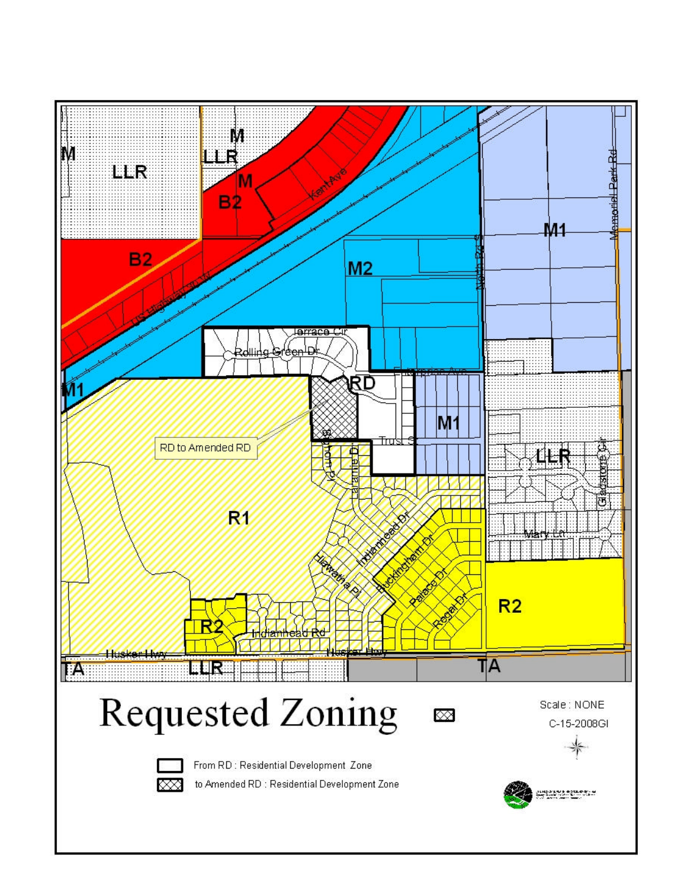M

LLR

M

LLR

M

B2

B2

Kent Ave

US Highway 30 W

M2

M1

Memorial Park Rd

North Rd S

Terrace Cir

Rolling Green Dr

M1

RD

M1

RD to Amended RD

Trust St

LLR

Gladstone Cir

R1

Indianhead Dr

Hiawatha Pl

Buckingham Dr

Mary Ln

Palace Dr

Regal Dr

R2

R2

Indianhead Rd

Husker Hwy

Husker Hwy

TA

LLR

TA

# Requested Zoning

Scale : NONE

C-15-2008GI

From RD : Residential Development Zone

to Amended RD : Residential Development Zone